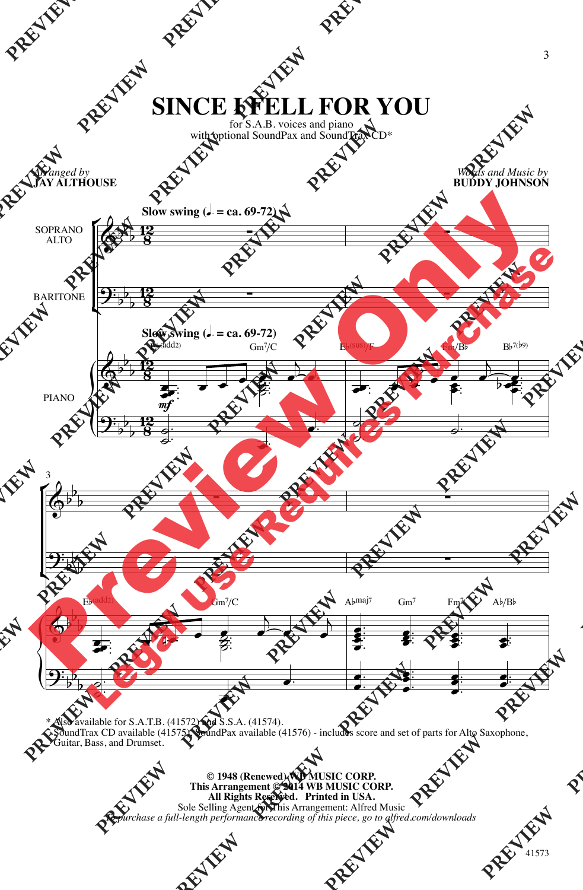# SINCE I FELL FOR YOU

for S.A.B. voices and piano
with optional SoundPax and SoundTrax CD*

*Arranged by*
**JAY ALTHOUSE**

*Words and Music by*
**BUDDY JOHNSON**

**Slow swing** (♩. = ca. 69-72)

SOPRANO ALTO

BARITONE

PIANO

\* Also available for S.A.T.B. (41572) and S.S.A. (41574).
SoundTrax CD available (41575). SoundPax available (41576) - includes score and set of parts for Alto Saxophone, Guitar, Bass, and Drumset.

**© 1948 (Renewed) WB MUSIC CORP.**
**This Arrangement © 2014 WB MUSIC CORP.**
**All Rights Reserved. Printed in USA.**
Sole Selling Agent for This Arrangement: Alfred Music
*To purchase a full-length performance recording of this piece, go to alfred.com/downloads*

41573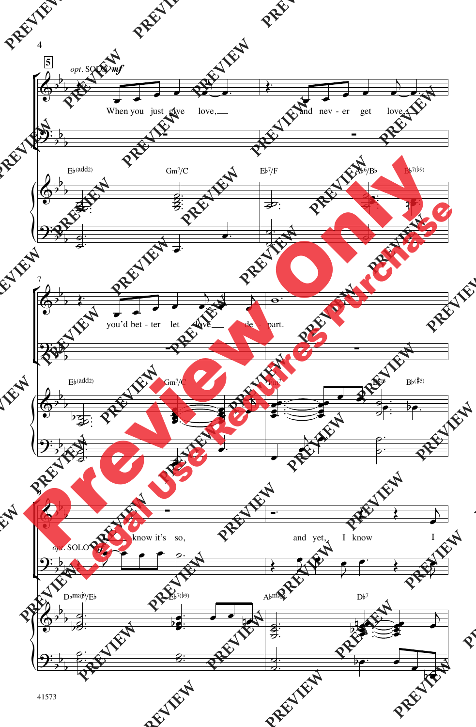5

*opt.* SOLO *mf*

When you just give love, and nev - er get love,

E♭(add2) Gm7/C E♭7/F A♭6/B♭ B♭7(♭9)

7

you'd bet - ter let love de - part.

E♭(add2) Gm7/C Fm7 B♭6 B♭(♯5)

9

I know it's so, and yet, I know I

*opt.* SOLO

D♭maj9/E♭ E♭7(♭9) A♭maj7 D♭7

41573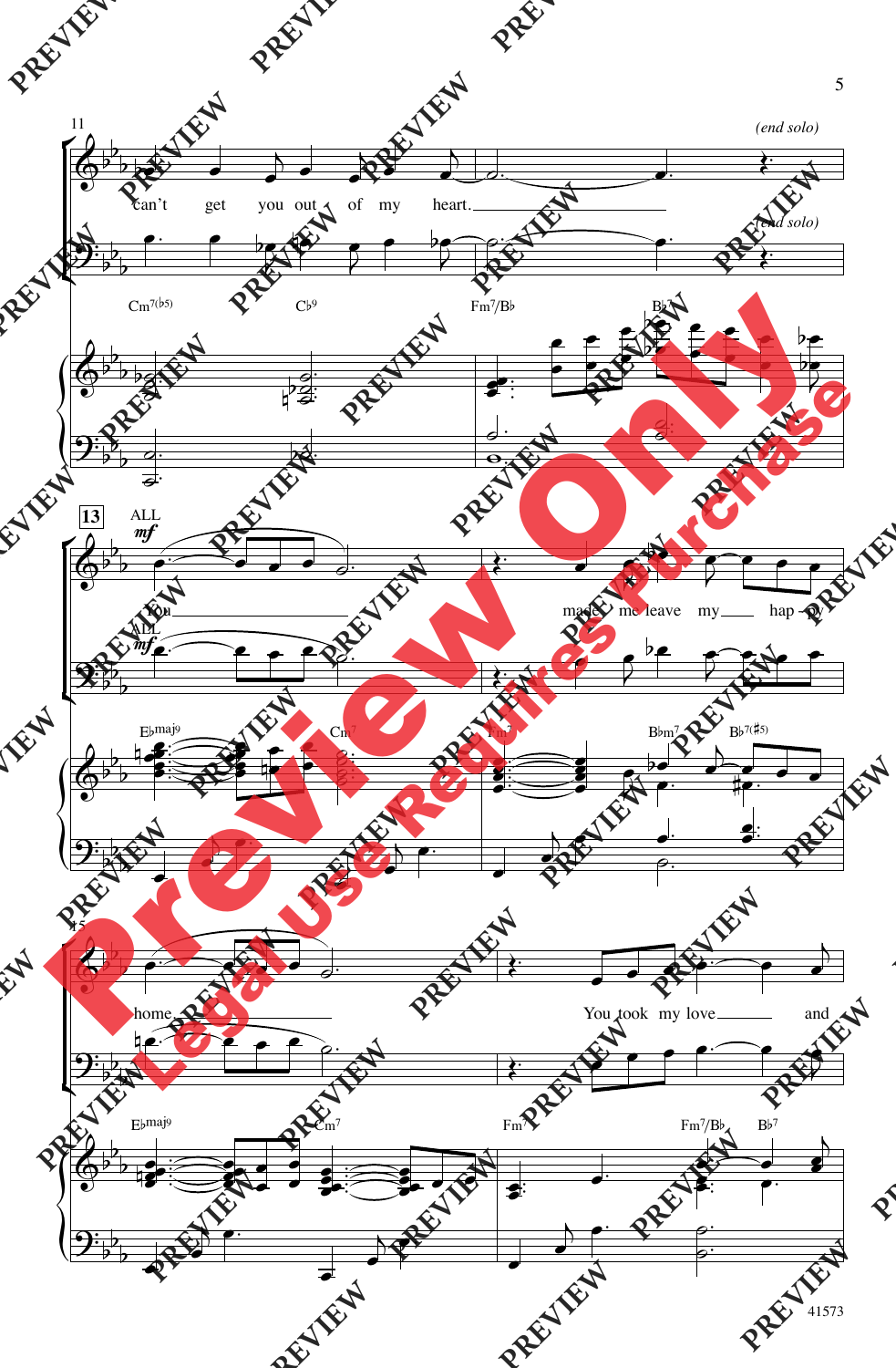(end solo)

can't get you out of my heart.

(end solo)

Cm7(♭5) C♭9 Fm7/B♭ B♭7

13

ALL
*mf*

You made me leave my hap - py

ALL
*mf*

E♭maj9 Cm7 Fm7 B♭m7 B♭7(♯5)

home You took my love and

E♭maj9 Cm7 Fm7 Fm7/B♭ B♭7

41573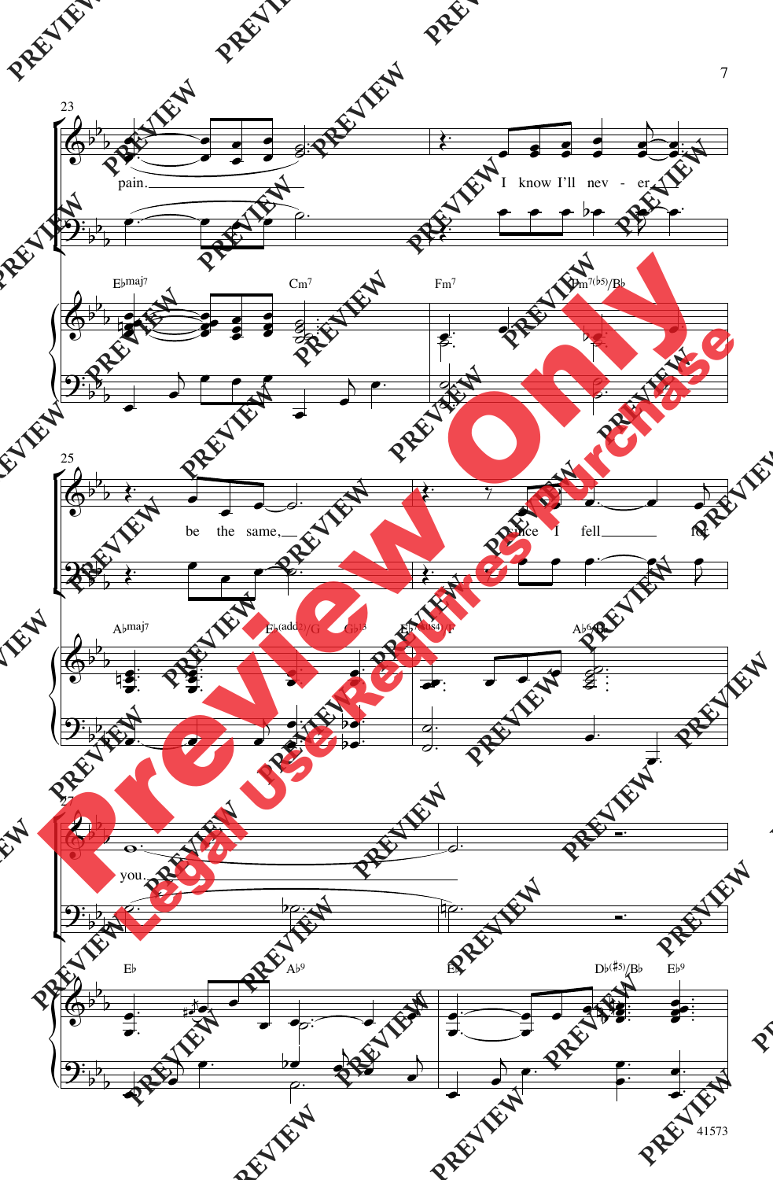pain. I know I'll nev - er be the same, since I fell for you.

E♭maj7 Cm7 Fm7 Dm7(♭5)/B♭

A♭maj7 E♭(add2)/G G♭13 E♭7(sus4)/F A♭6/B♭

E♭ A♭9 E♭ D♭(♯5)/B♭ E♭9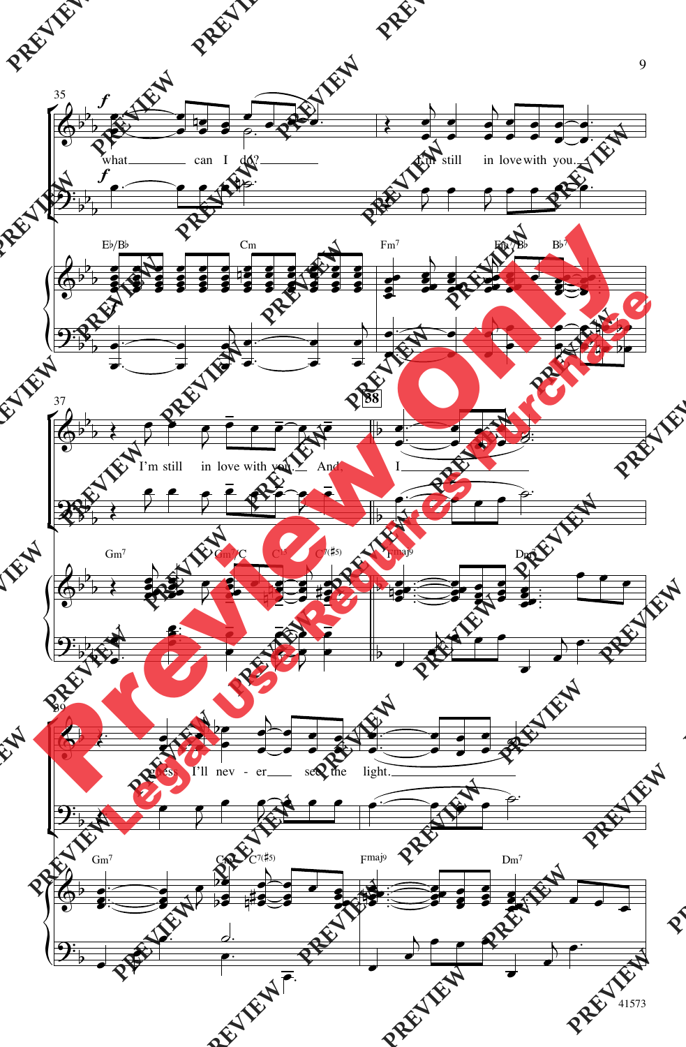35

*f*

what can I do? I'm still in love with you.

E♭/B♭ Cm Fm7 Fm7/B♭ B♭7

37

I'm still in love with you. And, I

38

Gm7 Gm7/C C13 C7(♯5) Fmaj9 Dm7

39

guess, I'll nev - er see the light.

Gm7 Gm7/C C7(♯5) Fmaj9 Dm7

41573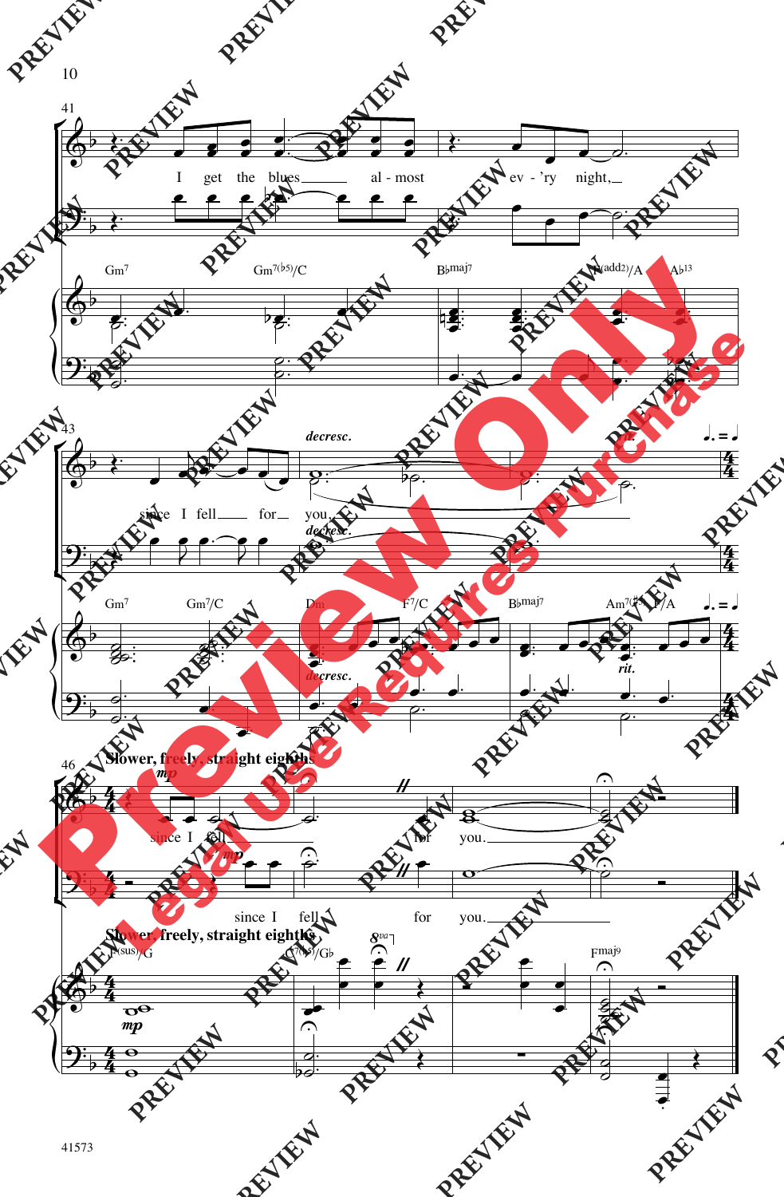41

I get the blues al - most ev - 'ry night,

Gm7 Gm7(♭5)/C B♭maj7 F(add2)/A A♭13

43

decresc.

since I fell for you,

decresc.

Gm7 Gm7/C Dm F7/C B♭maj7 Am7(♭5) F/A

decresc.

rit.

46

**Slower, freely, straight eighths**

mp

since I fell for you.

mp

since I fell for you.

**Slower, freely, straight eighths**

F(sus)/G C7(♭5)/G♭ Fmaj9

mp

8va

41573